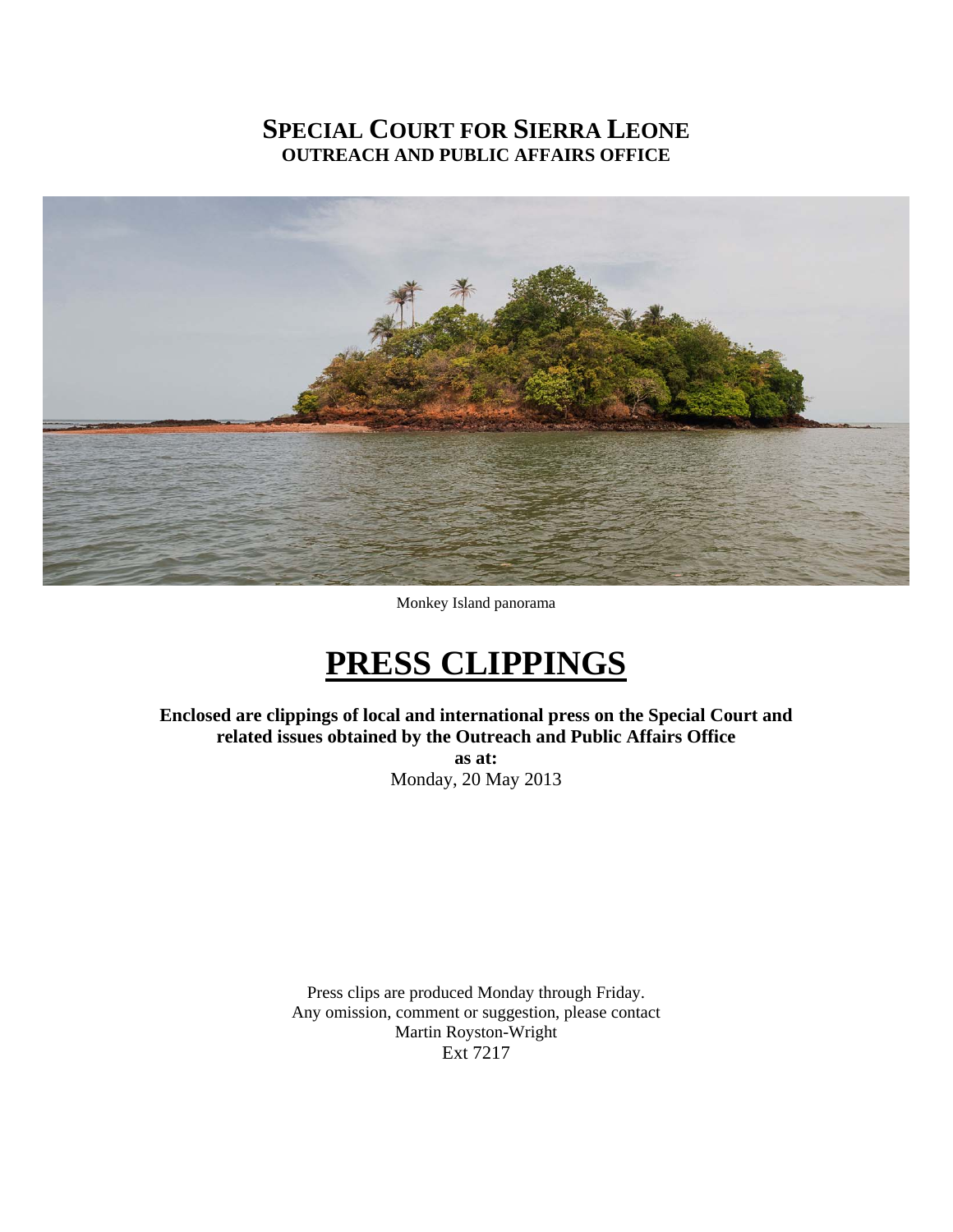# SPECIAL COURT FOR SIERRA LEONE
## OUTREACH AND PUBLIC AFFAIRS OFFICE

Monkey Island panorama

# PRESS CLIPPINGS

**Enclosed are clippings of local and international press on the Special Court and related issues obtained by the Outreach and Public Affairs Office**

**as at:**

Monday, 20 May 2013

Press clips are produced Monday through Friday.
Any omission, comment or suggestion, please contact
Martin Royston-Wright
Ext 7217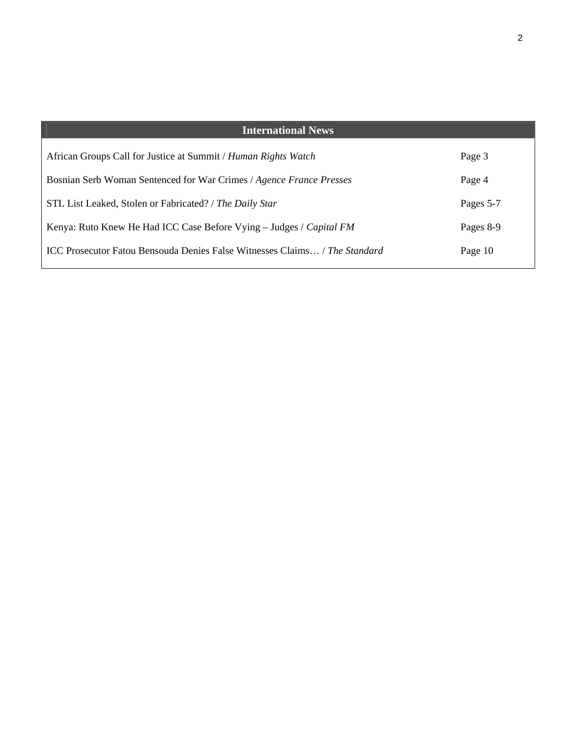## International News

| | |
|---|---|
| African Groups Call for Justice at Summit / *Human Rights Watch* | Page 3 |
| Bosnian Serb Woman Sentenced for War Crimes / *Agence France Presses* | Page 4 |
| STL List Leaked, Stolen or Fabricated? / *The Daily Star* | Pages 5-7 |
| Kenya: Ruto Knew He Had ICC Case Before Vying – Judges / *Capital FM* | Pages 8-9 |
| ICC Prosecutor Fatou Bensouda Denies False Witnesses Claims… / *The Standard* | Page 10 |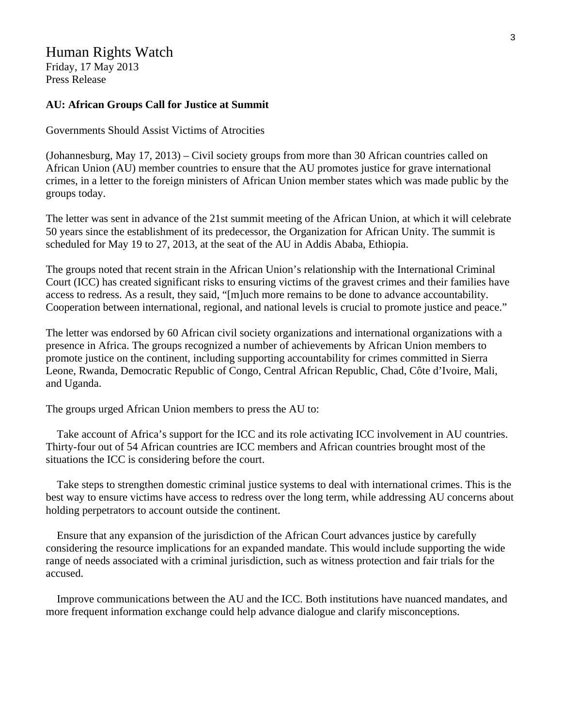Human Rights Watch
Friday, 17 May 2013
Press Release

**AU: African Groups Call for Justice at Summit**

Governments Should Assist Victims of Atrocities

(Johannesburg, May 17, 2013) – Civil society groups from more than 30 African countries called on African Union (AU) member countries to ensure that the AU promotes justice for grave international crimes, in a letter to the foreign ministers of African Union member states which was made public by the groups today.

The letter was sent in advance of the 21st summit meeting of the African Union, at which it will celebrate 50 years since the establishment of its predecessor, the Organization for African Unity. The summit is scheduled for May 19 to 27, 2013, at the seat of the AU in Addis Ababa, Ethiopia.

The groups noted that recent strain in the African Union's relationship with the International Criminal Court (ICC) has created significant risks to ensuring victims of the gravest crimes and their families have access to redress. As a result, they said, "[m]uch more remains to be done to advance accountability. Cooperation between international, regional, and national levels is crucial to promote justice and peace."

The letter was endorsed by 60 African civil society organizations and international organizations with a presence in Africa. The groups recognized a number of achievements by African Union members to promote justice on the continent, including supporting accountability for crimes committed in Sierra Leone, Rwanda, Democratic Republic of Congo, Central African Republic, Chad, Côte d'Ivoire, Mali, and Uganda.

The groups urged African Union members to press the AU to:

Take account of Africa's support for the ICC and its role activating ICC involvement in AU countries. Thirty-four out of 54 African countries are ICC members and African countries brought most of the situations the ICC is considering before the court.

Take steps to strengthen domestic criminal justice systems to deal with international crimes. This is the best way to ensure victims have access to redress over the long term, while addressing AU concerns about holding perpetrators to account outside the continent.

Ensure that any expansion of the jurisdiction of the African Court advances justice by carefully considering the resource implications for an expanded mandate. This would include supporting the wide range of needs associated with a criminal jurisdiction, such as witness protection and fair trials for the accused.

Improve communications between the AU and the ICC. Both institutions have nuanced mandates, and more frequent information exchange could help advance dialogue and clarify misconceptions.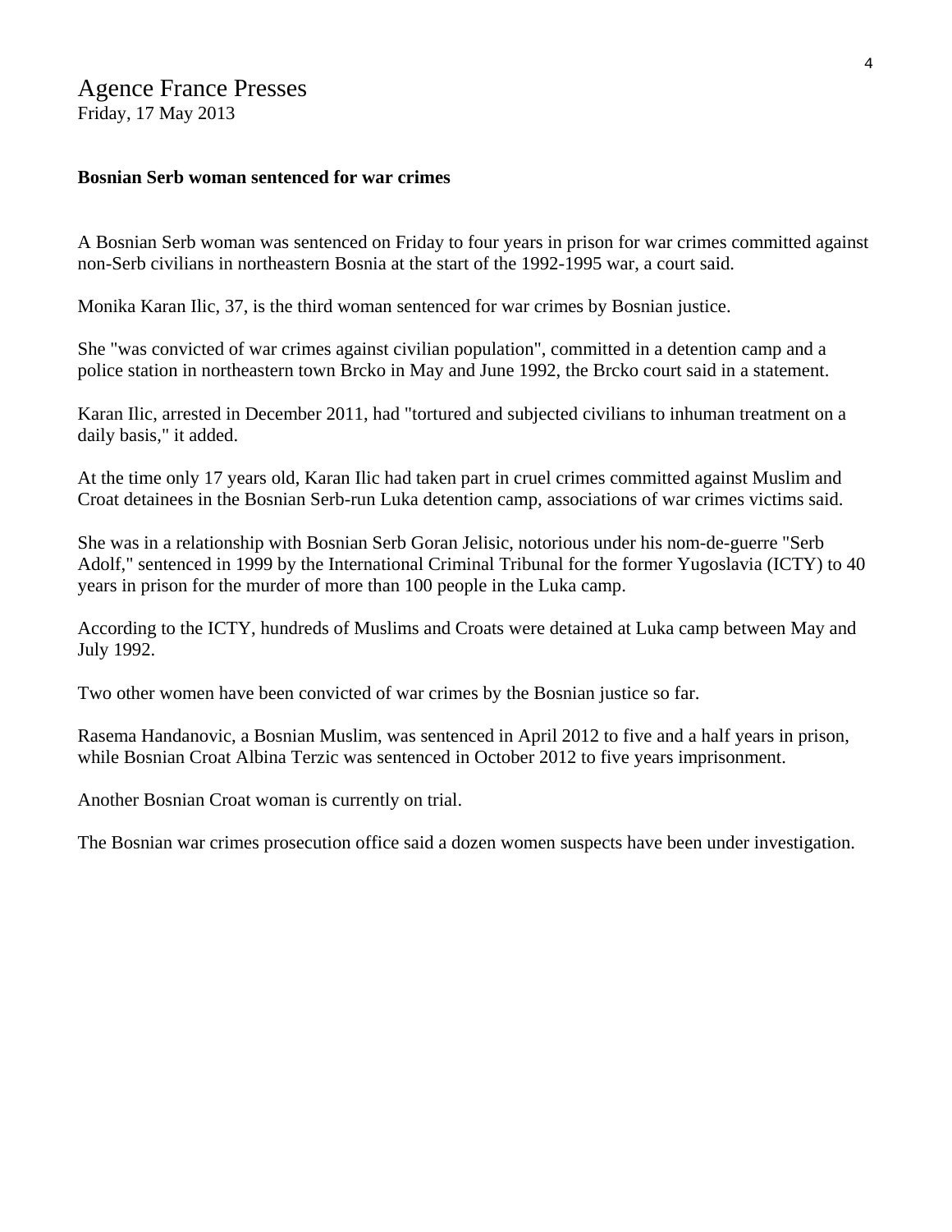Agence France Presses
Friday, 17 May 2013

**Bosnian Serb woman sentenced for war crimes**

A Bosnian Serb woman was sentenced on Friday to four years in prison for war crimes committed against non-Serb civilians in northeastern Bosnia at the start of the 1992-1995 war, a court said.

Monika Karan Ilic, 37, is the third woman sentenced for war crimes by Bosnian justice.

She "was convicted of war crimes against civilian population", committed in a detention camp and a police station in northeastern town Brcko in May and June 1992, the Brcko court said in a statement.

Karan Ilic, arrested in December 2011, had "tortured and subjected civilians to inhuman treatment on a daily basis," it added.

At the time only 17 years old, Karan Ilic had taken part in cruel crimes committed against Muslim and Croat detainees in the Bosnian Serb-run Luka detention camp, associations of war crimes victims said.

She was in a relationship with Bosnian Serb Goran Jelisic, notorious under his nom-de-guerre "Serb Adolf," sentenced in 1999 by the International Criminal Tribunal for the former Yugoslavia (ICTY) to 40 years in prison for the murder of more than 100 people in the Luka camp.

According to the ICTY, hundreds of Muslims and Croats were detained at Luka camp between May and July 1992.

Two other women have been convicted of war crimes by the Bosnian justice so far.

Rasema Handanovic, a Bosnian Muslim, was sentenced in April 2012 to five and a half years in prison, while Bosnian Croat Albina Terzic was sentenced in October 2012 to five years imprisonment.

Another Bosnian Croat woman is currently on trial.

The Bosnian war crimes prosecution office said a dozen women suspects have been under investigation.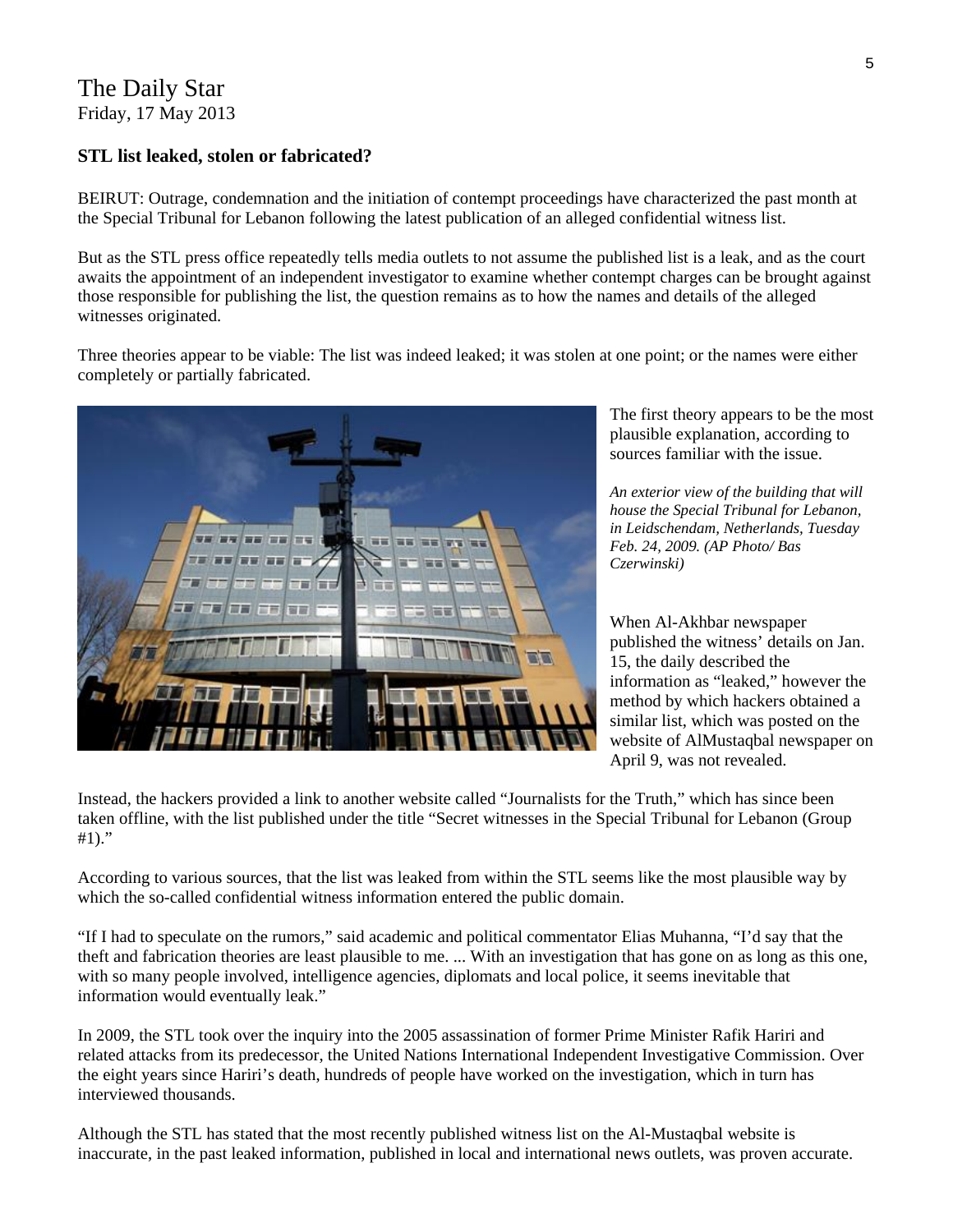The Daily Star
Friday, 17 May 2013

### STL list leaked, stolen or fabricated?

BEIRUT: Outrage, condemnation and the initiation of contempt proceedings have characterized the past month at the Special Tribunal for Lebanon following the latest publication of an alleged confidential witness list.

But as the STL press office repeatedly tells media outlets to not assume the published list is a leak, and as the court awaits the appointment of an independent investigator to examine whether contempt charges can be brought against those responsible for publishing the list, the question remains as to how the names and details of the alleged witnesses originated.

Three theories appear to be viable: The list was indeed leaked; it was stolen at one point; or the names were either completely or partially fabricated.

The first theory appears to be the most plausible explanation, according to sources familiar with the issue.

*An exterior view of the building that will house the Special Tribunal for Lebanon, in Leidschendam, Netherlands, Tuesday Feb. 24, 2009. (AP Photo/ Bas Czerwinski)*

When Al-Akhbar newspaper published the witness' details on Jan. 15, the daily described the information as "leaked," however the method by which hackers obtained a similar list, which was posted on the website of AlMustaqbal newspaper on April 9, was not revealed.

Instead, the hackers provided a link to another website called "Journalists for the Truth," which has since been taken offline, with the list published under the title "Secret witnesses in the Special Tribunal for Lebanon (Group #1)."

According to various sources, that the list was leaked from within the STL seems like the most plausible way by which the so-called confidential witness information entered the public domain.

"If I had to speculate on the rumors," said academic and political commentator Elias Muhanna, "I'd say that the theft and fabrication theories are least plausible to me. ... With an investigation that has gone on as long as this one, with so many people involved, intelligence agencies, diplomats and local police, it seems inevitable that information would eventually leak."

In 2009, the STL took over the inquiry into the 2005 assassination of former Prime Minister Rafik Hariri and related attacks from its predecessor, the United Nations International Independent Investigative Commission. Over the eight years since Hariri's death, hundreds of people have worked on the investigation, which in turn has interviewed thousands.

Although the STL has stated that the most recently published witness list on the Al-Mustaqbal website is inaccurate, in the past leaked information, published in local and international news outlets, was proven accurate.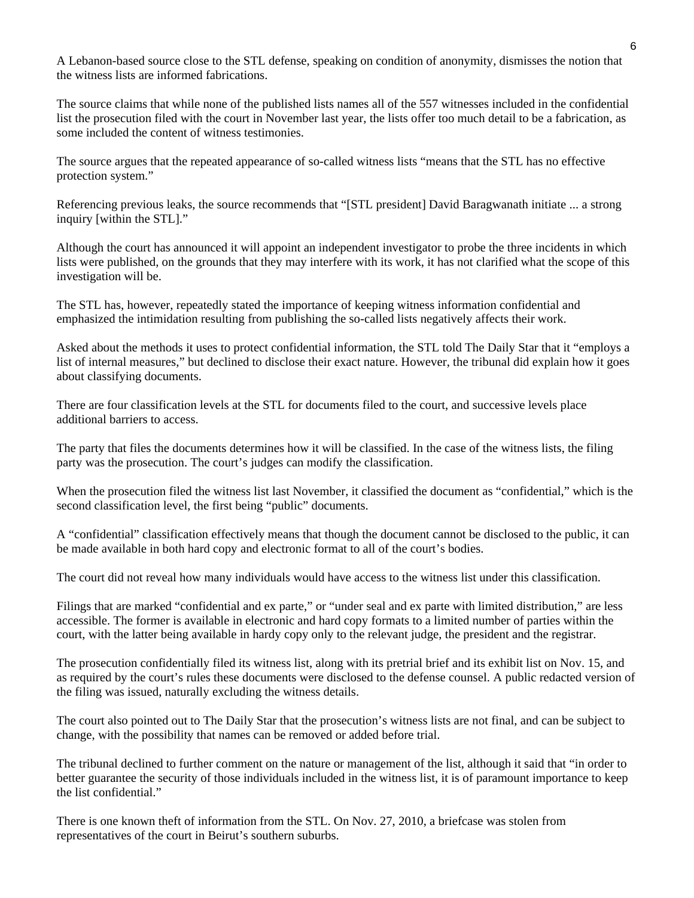A Lebanon-based source close to the STL defense, speaking on condition of anonymity, dismisses the notion that the witness lists are informed fabrications.

The source claims that while none of the published lists names all of the 557 witnesses included in the confidential list the prosecution filed with the court in November last year, the lists offer too much detail to be a fabrication, as some included the content of witness testimonies.

The source argues that the repeated appearance of so-called witness lists "means that the STL has no effective protection system."

Referencing previous leaks, the source recommends that "[STL president] David Baragwanath initiate ... a strong inquiry [within the STL]."

Although the court has announced it will appoint an independent investigator to probe the three incidents in which lists were published, on the grounds that they may interfere with its work, it has not clarified what the scope of this investigation will be.

The STL has, however, repeatedly stated the importance of keeping witness information confidential and emphasized the intimidation resulting from publishing the so-called lists negatively affects their work.

Asked about the methods it uses to protect confidential information, the STL told The Daily Star that it "employs a list of internal measures," but declined to disclose their exact nature. However, the tribunal did explain how it goes about classifying documents.

There are four classification levels at the STL for documents filed to the court, and successive levels place additional barriers to access.

The party that files the documents determines how it will be classified. In the case of the witness lists, the filing party was the prosecution. The court's judges can modify the classification.

When the prosecution filed the witness list last November, it classified the document as "confidential," which is the second classification level, the first being "public" documents.

A "confidential" classification effectively means that though the document cannot be disclosed to the public, it can be made available in both hard copy and electronic format to all of the court's bodies.

The court did not reveal how many individuals would have access to the witness list under this classification.

Filings that are marked "confidential and ex parte," or "under seal and ex parte with limited distribution," are less accessible. The former is available in electronic and hard copy formats to a limited number of parties within the court, with the latter being available in hardy copy only to the relevant judge, the president and the registrar.

The prosecution confidentially filed its witness list, along with its pretrial brief and its exhibit list on Nov. 15, and as required by the court's rules these documents were disclosed to the defense counsel. A public redacted version of the filing was issued, naturally excluding the witness details.

The court also pointed out to The Daily Star that the prosecution's witness lists are not final, and can be subject to change, with the possibility that names can be removed or added before trial.

The tribunal declined to further comment on the nature or management of the list, although it said that "in order to better guarantee the security of those individuals included in the witness list, it is of paramount importance to keep the list confidential."

There is one known theft of information from the STL. On Nov. 27, 2010, a briefcase was stolen from representatives of the court in Beirut's southern suburbs.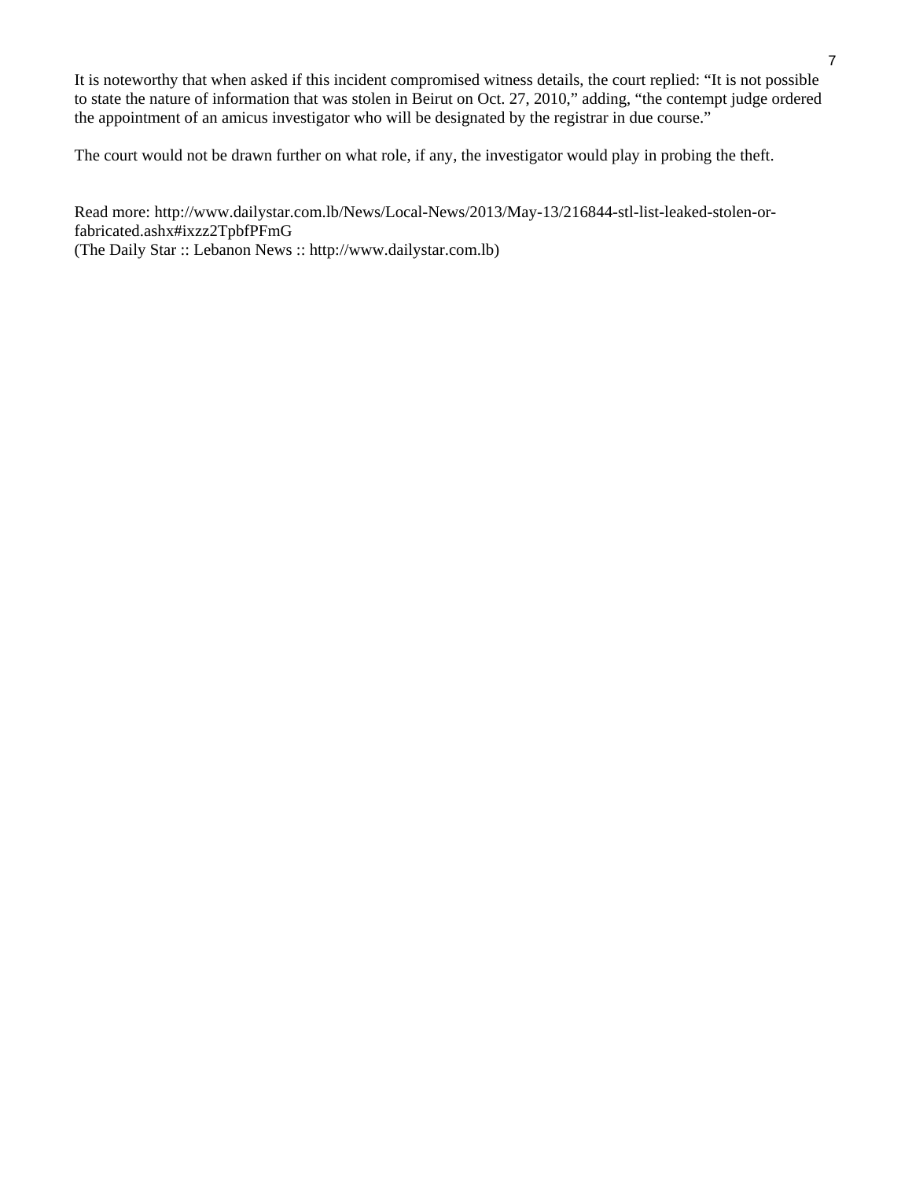It is noteworthy that when asked if this incident compromised witness details, the court replied: “It is not possible to state the nature of information that was stolen in Beirut on Oct. 27, 2010,” adding, “the contempt judge ordered the appointment of an amicus investigator who will be designated by the registrar in due course.”

The court would not be drawn further on what role, if any, the investigator would play in probing the theft.

Read more: http://www.dailystar.com.lb/News/Local-News/2013/May-13/216844-stl-list-leaked-stolen-or-fabricated.ashx#ixzz2TpbfPFmG
(The Daily Star :: Lebanon News :: http://www.dailystar.com.lb)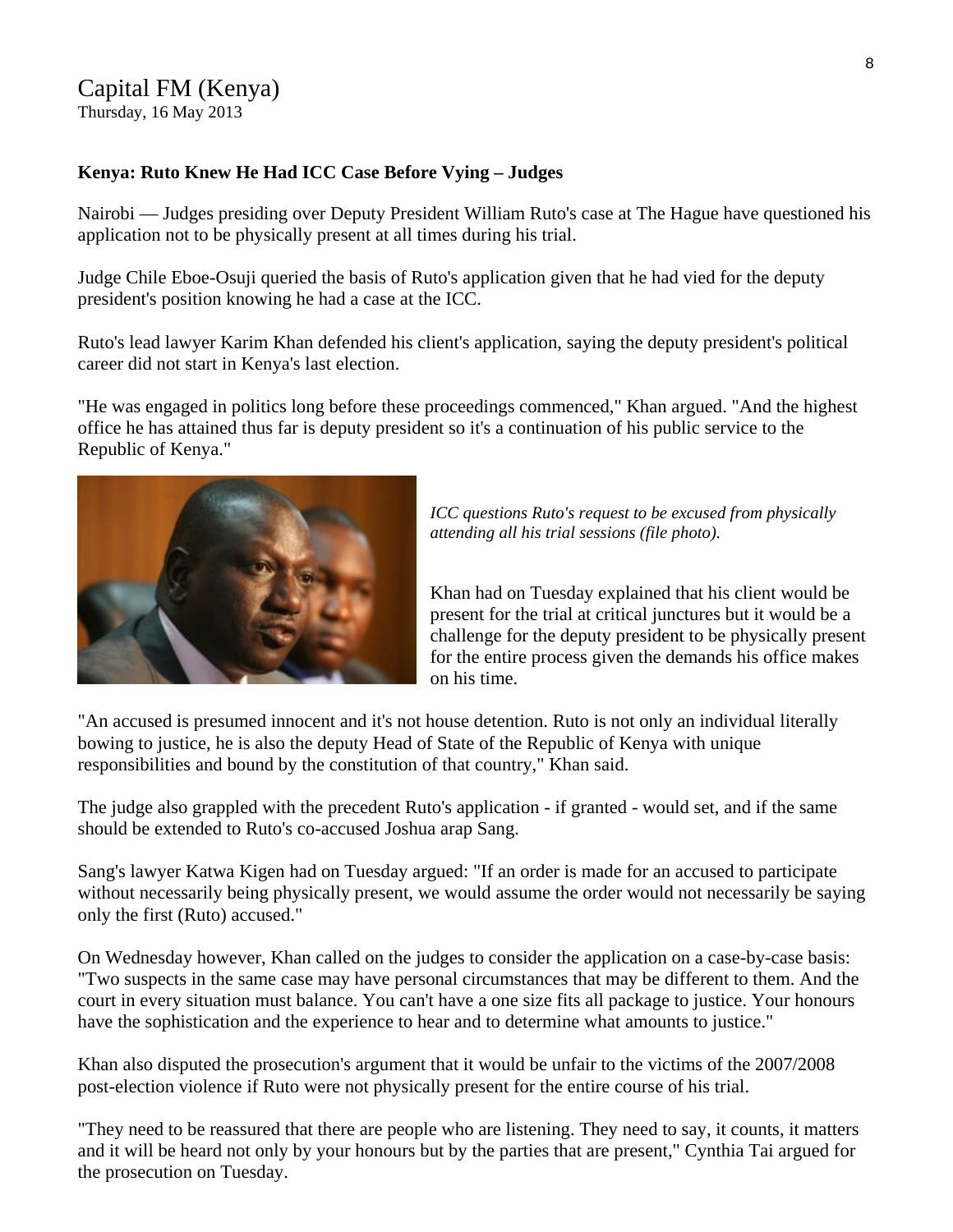Capital FM (Kenya)
Thursday, 16 May 2013

**Kenya: Ruto Knew He Had ICC Case Before Vying – Judges**

Nairobi — Judges presiding over Deputy President William Ruto's case at The Hague have questioned his application not to be physically present at all times during his trial.

Judge Chile Eboe-Osuji queried the basis of Ruto's application given that he had vied for the deputy president's position knowing he had a case at the ICC.

Ruto's lead lawyer Karim Khan defended his client's application, saying the deputy president's political career did not start in Kenya's last election.

"He was engaged in politics long before these proceedings commenced," Khan argued. "And the highest office he has attained thus far is deputy president so it's a continuation of his public service to the Republic of Kenya."

*ICC questions Ruto's request to be excused from physically attending all his trial sessions (file photo).*

Khan had on Tuesday explained that his client would be present for the trial at critical junctures but it would be a challenge for the deputy president to be physically present for the entire process given the demands his office makes on his time.

"An accused is presumed innocent and it's not house detention. Ruto is not only an individual literally bowing to justice, he is also the deputy Head of State of the Republic of Kenya with unique responsibilities and bound by the constitution of that country," Khan said.

The judge also grappled with the precedent Ruto's application - if granted - would set, and if the same should be extended to Ruto's co-accused Joshua arap Sang.

Sang's lawyer Katwa Kigen had on Tuesday argued: "If an order is made for an accused to participate without necessarily being physically present, we would assume the order would not necessarily be saying only the first (Ruto) accused."

On Wednesday however, Khan called on the judges to consider the application on a case-by-case basis: "Two suspects in the same case may have personal circumstances that may be different to them. And the court in every situation must balance. You can't have a one size fits all package to justice. Your honours have the sophistication and the experience to hear and to determine what amounts to justice."

Khan also disputed the prosecution's argument that it would be unfair to the victims of the 2007/2008 post-election violence if Ruto were not physically present for the entire course of his trial.

"They need to be reassured that there are people who are listening. They need to say, it counts, it matters and it will be heard not only by your honours but by the parties that are present," Cynthia Tai argued for the prosecution on Tuesday.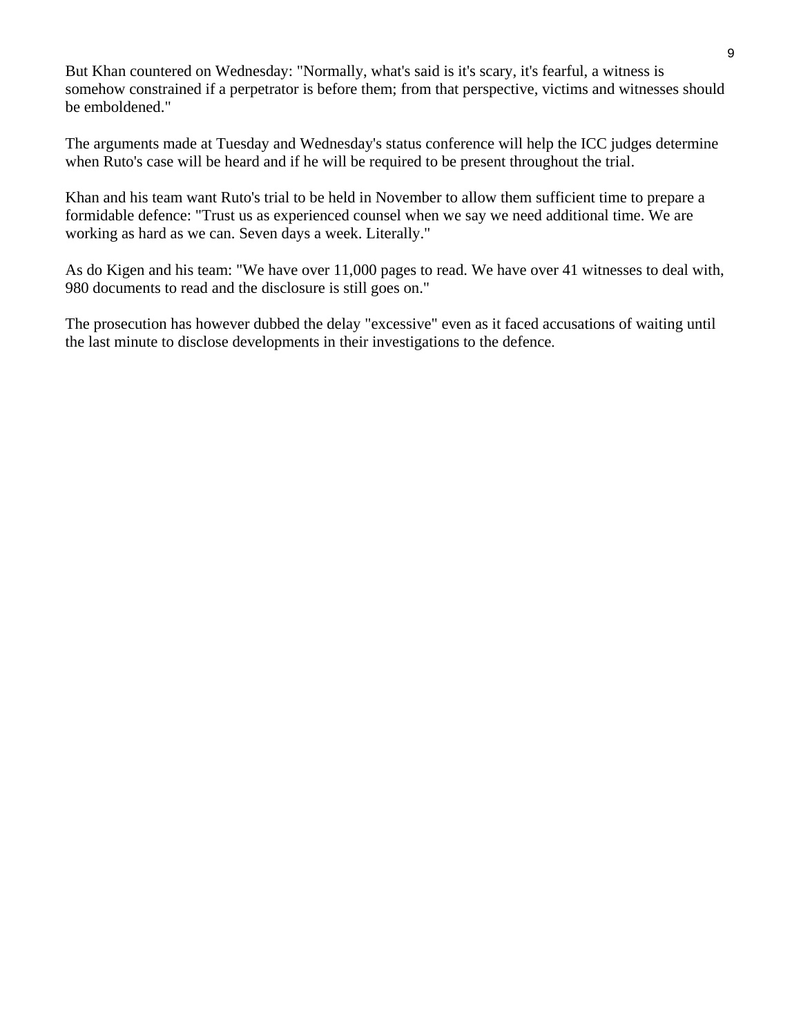But Khan countered on Wednesday: "Normally, what's said is it's scary, it's fearful, a witness is somehow constrained if a perpetrator is before them; from that perspective, victims and witnesses should be emboldened."

The arguments made at Tuesday and Wednesday's status conference will help the ICC judges determine when Ruto's case will be heard and if he will be required to be present throughout the trial.

Khan and his team want Ruto's trial to be held in November to allow them sufficient time to prepare a formidable defence: "Trust us as experienced counsel when we say we need additional time. We are working as hard as we can. Seven days a week. Literally."

As do Kigen and his team: "We have over 11,000 pages to read. We have over 41 witnesses to deal with, 980 documents to read and the disclosure is still goes on."

The prosecution has however dubbed the delay "excessive" even as it faced accusations of waiting until the last minute to disclose developments in their investigations to the defence.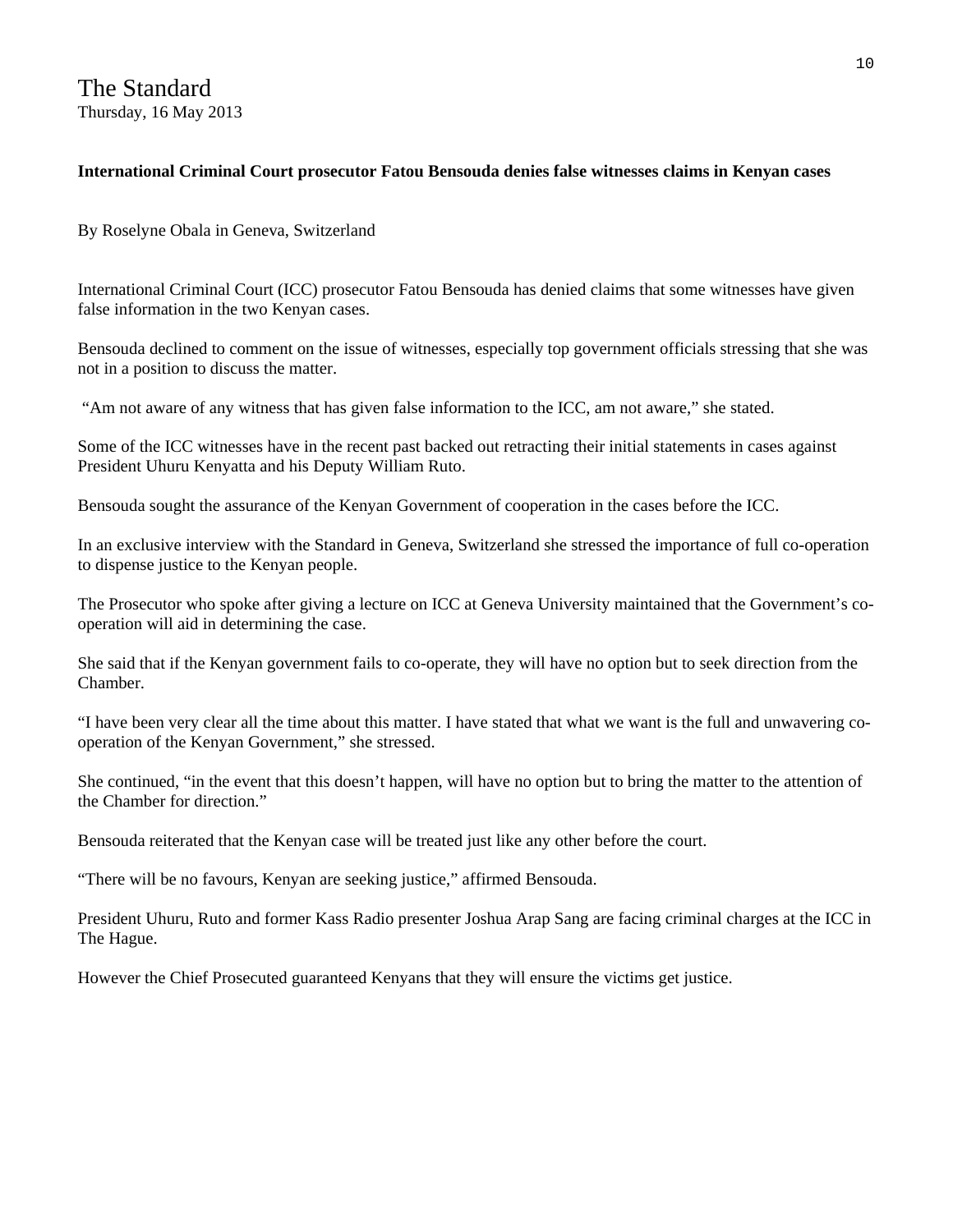# The Standard

Thursday, 16 May 2013

**International Criminal Court prosecutor Fatou Bensouda denies false witnesses claims in Kenyan cases**

By Roselyne Obala in Geneva, Switzerland

International Criminal Court (ICC) prosecutor Fatou Bensouda has denied claims that some witnesses have given false information in the two Kenyan cases.

Bensouda declined to comment on the issue of witnesses, especially top government officials stressing that she was not in a position to discuss the matter.

"Am not aware of any witness that has given false information to the ICC, am not aware," she stated.

Some of the ICC witnesses have in the recent past backed out retracting their initial statements in cases against President Uhuru Kenyatta and his Deputy William Ruto.

Bensouda sought the assurance of the Kenyan Government of cooperation in the cases before the ICC.

In an exclusive interview with the Standard in Geneva, Switzerland she stressed the importance of full co-operation to dispense justice to the Kenyan people.

The Prosecutor who spoke after giving a lecture on ICC at Geneva University maintained that the Government's co-operation will aid in determining the case.

She said that if the Kenyan government fails to co-operate, they will have no option but to seek direction from the Chamber.

"I have been very clear all the time about this matter. I have stated that what we want is the full and unwavering co-operation of the Kenyan Government," she stressed.

She continued, "in the event that this doesn't happen, will have no option but to bring the matter to the attention of the Chamber for direction."

Bensouda reiterated that the Kenyan case will be treated just like any other before the court.

"There will be no favours, Kenyan are seeking justice," affirmed Bensouda.

President Uhuru, Ruto and former Kass Radio presenter Joshua Arap Sang are facing criminal charges at the ICC in The Hague.

However the Chief Prosecuted guaranteed Kenyans that they will ensure the victims get justice.